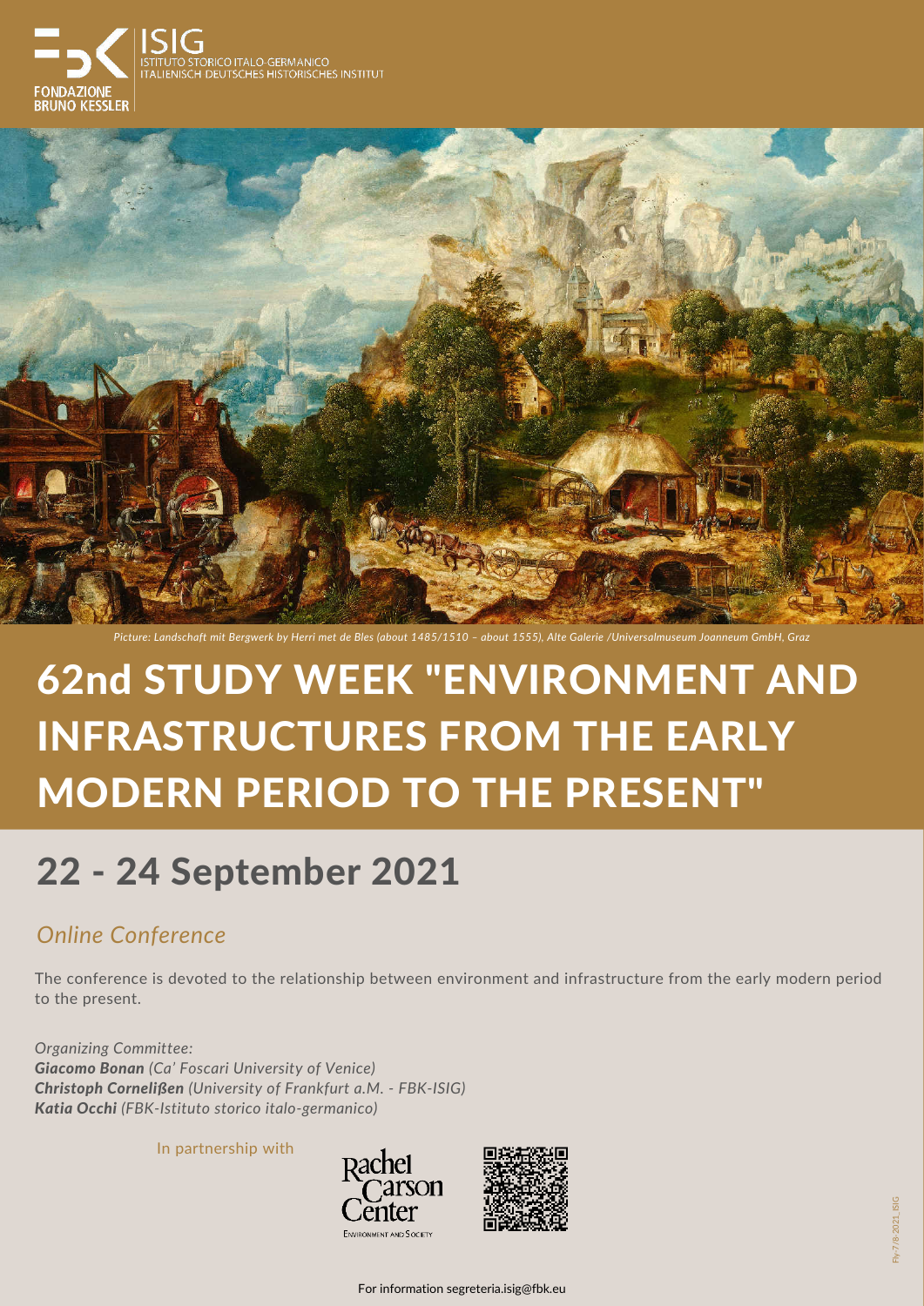FONDAZIONE BRUNO KESSLER

ISIG
ISTITUTO STORICO ITALO-GERMANICO
ITALIENISCH DEUTSCHES HISTORISCHES INSTITUT

*Picture: Landschaft mit Bergwerk by Herri met de Bles (about 1485/1510 – about 1555), Alte Galerie /Universalmuseum Joanneum GmbH, Graz*

# 62nd STUDY WEEK "ENVIRONMENT AND INFRASTRUCTURES FROM THE EARLY MODERN PERIOD TO THE PRESENT"

## 22 - 24 September 2021

### *Online Conference*

The conference is devoted to the relationship between environment and infrastructure from the early modern period to the present.

*Organizing Committee:*
***Giacomo Bonan*** *(Ca' Foscari University of Venice)*
***Christoph Cornelißen*** *(University of Frankfurt a.M. - FBK-ISIG)*
***Katia Occhi*** *(FBK-Istituto storico italo-germanico)*

In partnership with

Rachel Carson Center
ENVIRONMENT AND SOCIETY

For information segreteria.isig@fbk.eu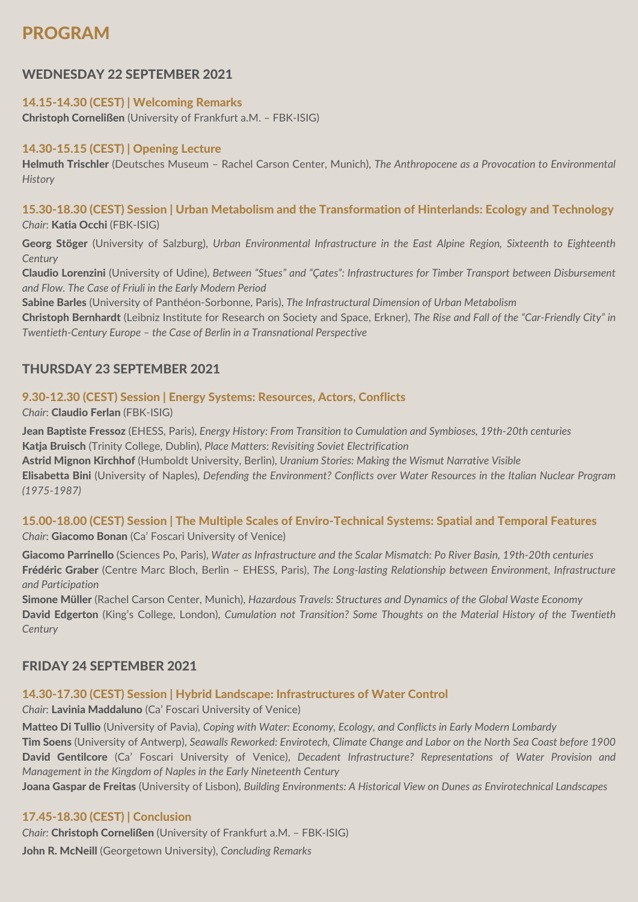# PROGRAM

## WEDNESDAY 22 SEPTEMBER 2021

### 14.15-14.30 (CEST) | Welcoming Remarks

**Christoph Cornelißen** (University of Frankfurt a.M. – FBK-ISIG)

### 14.30-15.15 (CEST) | Opening Lecture

**Helmuth Trischler** (Deutsches Museum – Rachel Carson Center, Munich), *The Anthropocene as a Provocation to Environmental History*

### 15.30-18.30 (CEST) Session | Urban Metabolism and the Transformation of Hinterlands: Ecology and Technology

*Chair*: **Katia Occhi** (FBK-ISIG)

**Georg Stöger** (University of Salzburg), *Urban Environmental Infrastructure in the East Alpine Region, Sixteenth to Eighteenth Century*

**Claudio Lorenzini** (University of Udine), *Between "Stues" and "Çates": Infrastructures for Timber Transport between Disbursement and Flow. The Case of Friuli in the Early Modern Period*

**Sabine Barles** (University of Panthéon-Sorbonne, Paris), *The Infrastructural Dimension of Urban Metabolism*

**Christoph Bernhardt** (Leibniz Institute for Research on Society and Space, Erkner), *The Rise and Fall of the "Car-Friendly City" in Twentieth-Century Europe – the Case of Berlin in a Transnational Perspective*

## THURSDAY 23 SEPTEMBER 2021

### 9.30-12.30 (CEST) Session | Energy Systems: Resources, Actors, Conflicts

*Chair*: **Claudio Ferlan** (FBK-ISIG)

**Jean Baptiste Fressoz** (EHESS, Paris), *Energy History: From Transition to Cumulation and Symbioses, 19th-20th centuries*

**Katja Bruisch** (Trinity College, Dublin), *Place Matters: Revisiting Soviet Electrification*

**Astrid Mignon Kirchhof** (Humboldt University, Berlin), *Uranium Stories: Making the Wismut Narrative Visible*

**Elisabetta Bini** (University of Naples), *Defending the Environment? Conflicts over Water Resources in the Italian Nuclear Program (1975-1987)*

### 15.00-18.00 (CEST) Session | The Multiple Scales of Enviro-Technical Systems: Spatial and Temporal Features

*Chair*: **Giacomo Bonan** (Ca' Foscari University of Venice)

**Giacomo Parrinello** (Sciences Po, Paris), *Water as Infrastructure and the Scalar Mismatch: Po River Basin, 19th-20th centuries*

**Frédéric Graber** (Centre Marc Bloch, Berlin – EHESS, Paris), *The Long-lasting Relationship between Environment, Infrastructure and Participation*

**Simone Müller** (Rachel Carson Center, Munich), *Hazardous Travels: Structures and Dynamics of the Global Waste Economy*

**David Edgerton** (King's College, London), *Cumulation not Transition? Some Thoughts on the Material History of the Twentieth Century*

## FRIDAY 24 SEPTEMBER 2021

### 14.30-17.30 (CEST) Session | Hybrid Landscape: Infrastructures of Water Control

*Chair*: **Lavinia Maddaluno** (Ca' Foscari University of Venice)

**Matteo Di Tullio** (University of Pavia), *Coping with Water: Economy, Ecology, and Conflicts in Early Modern Lombardy*

**Tim Soens** (University of Antwerp), *Seawalls Reworked: Envirotech, Climate Change and Labor on the North Sea Coast before 1900*

**David Gentilcore** (Ca' Foscari University of Venice), *Decadent Infrastructure? Representations of Water Provision and Management in the Kingdom of Naples in the Early Nineteenth Century*

**Joana Gaspar de Freitas** (University of Lisbon), *Building Environments: A Historical View on Dunes as Envirotechnical Landscapes*

### 17.45-18.30 (CEST) | Conclusion

*Chair*: **Christoph Cornelißen** (University of Frankfurt a.M. – FBK-ISIG)

**John R. McNeill** (Georgetown University), *Concluding Remarks*